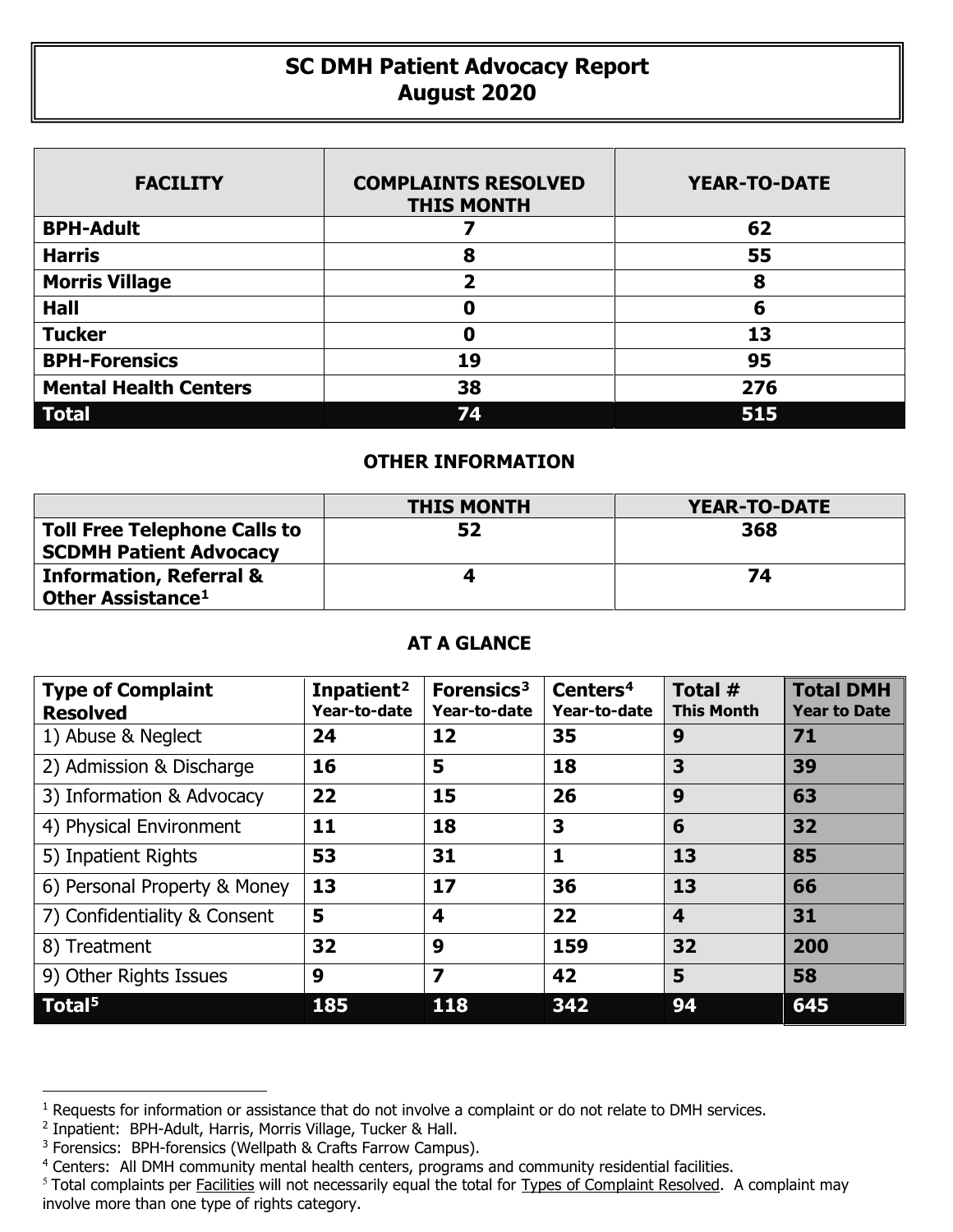# SC DMH Patient Advocacy Report
## August 2020

| FACILITY | COMPLAINTS RESOLVED THIS MONTH | YEAR-TO-DATE |
|---|---|---|
| **BPH-Adult** | **7** | **62** |
| **Harris** | **8** | **55** |
| **Morris Village** | **2** | **8** |
| **Hall** | **0** | **6** |
| **Tucker** | **0** | **13** |
| **BPH-Forensics** | **19** | **95** |
| **Mental Health Centers** | **38** | **276** |
| **Total** | **74** | **515** |

### OTHER INFORMATION

| | THIS MONTH | YEAR-TO-DATE |
|---|---|---|
| **Toll Free Telephone Calls to SCDMH Patient Advocacy** | **52** | **368** |
| **Information, Referral & Other Assistance[1]** | **4** | **74** |

### AT A GLANCE

| Type of Complaint Resolved | Inpatient[2] Year-to-date | Forensics[3] Year-to-date | Centers[4] Year-to-date | Total # This Month | Total DMH Year to Date |
|---|---|---|---|---|---|
| 1) Abuse & Neglect | **24** | **12** | **35** | **9** | **71** |
| 2) Admission & Discharge | **16** | **5** | **18** | **3** | **39** |
| 3) Information & Advocacy | **22** | **15** | **26** | **9** | **63** |
| 4) Physical Environment | **11** | **18** | **3** | **6** | **32** |
| 5) Inpatient Rights | **53** | **31** | **1** | **13** | **85** |
| 6) Personal Property & Money | **13** | **17** | **36** | **13** | **66** |
| 7) Confidentiality & Consent | **5** | **4** | **22** | **4** | **31** |
| 8) Treatment | **32** | **9** | **159** | **32** | **200** |
| 9) Other Rights Issues | **9** | **7** | **42** | **5** | **58** |
| **Total[5]** | **185** | **118** | **342** | **94** | **645** |

---

[1] Requests for information or assistance that do not involve a complaint or do not relate to DMH services.

[2] Inpatient: BPH-Adult, Harris, Morris Village, Tucker & Hall.

[3] Forensics: BPH-forensics (Wellpath & Crafts Farrow Campus).

[4] Centers: All DMH community mental health centers, programs and community residential facilities.

[5] Total complaints per Facilities will not necessarily equal the total for Types of Complaint Resolved. A complaint may involve more than one type of rights category.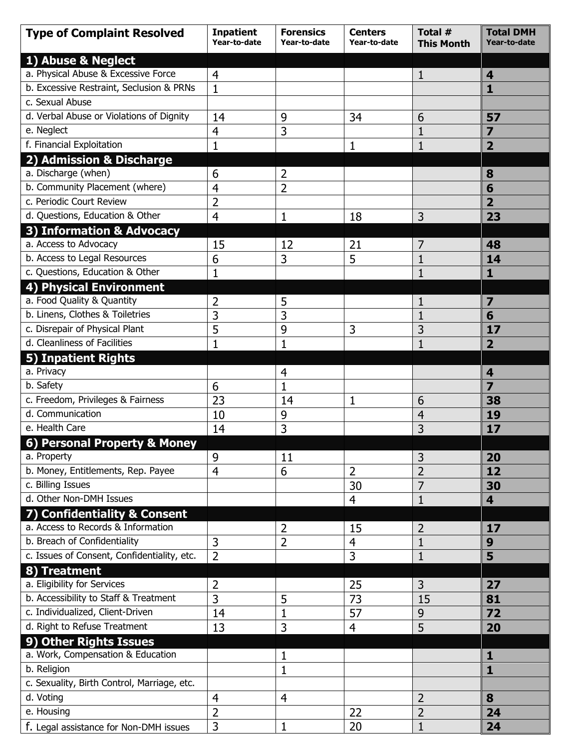| Type of Complaint Resolved | Inpatient Year-to-date | Forensics Year-to-date | Centers Year-to-date | Total # This Month | Total DMH Year-to-date |
|---|---|---|---|---|---|
| **1) Abuse & Neglect** | | | | | |
| a. Physical Abuse & Excessive Force | 4 | | | 1 | **4** |
| b. Excessive Restraint, Seclusion & PRNs | 1 | | | | **1** |
| c. Sexual Abuse | | | | | |
| d. Verbal Abuse or Violations of Dignity | 14 | 9 | 34 | 6 | **57** |
| e. Neglect | 4 | 3 | | 1 | **7** |
| f. Financial Exploitation | 1 | | 1 | 1 | **2** |
| **2) Admission & Discharge** | | | | | |
| a. Discharge (when) | 6 | 2 | | | **8** |
| b. Community Placement (where) | 4 | 2 | | | **6** |
| c. Periodic Court Review | 2 | | | | **2** |
| d. Questions, Education & Other | 4 | 1 | 18 | 3 | **23** |
| **3) Information & Advocacy** | | | | | |
| a. Access to Advocacy | 15 | 12 | 21 | 7 | **48** |
| b. Access to Legal Resources | 6 | 3 | 5 | 1 | **14** |
| c. Questions, Education & Other | 1 | | | 1 | **1** |
| **4) Physical Environment** | | | | | |
| a. Food Quality & Quantity | 2 | 5 | | 1 | **7** |
| b. Linens, Clothes & Toiletries | 3 | 3 | | 1 | **6** |
| c. Disrepair of Physical Plant | 5 | 9 | 3 | 3 | **17** |
| d. Cleanliness of Facilities | 1 | 1 | | 1 | **2** |
| **5) Inpatient Rights** | | | | | |
| a. Privacy | | 4 | | | **4** |
| b. Safety | 6 | 1 | | | **7** |
| c. Freedom, Privileges & Fairness | 23 | 14 | 1 | 6 | **38** |
| d. Communication | 10 | 9 | | 4 | **19** |
| e. Health Care | 14 | 3 | | 3 | **17** |
| **6) Personal Property & Money** | | | | | |
| a. Property | 9 | 11 | | 3 | **20** |
| b. Money, Entitlements, Rep. Payee | 4 | 6 | 2 | 2 | **12** |
| c. Billing Issues | | | 30 | 7 | **30** |
| d. Other Non-DMH Issues | | | 4 | 1 | **4** |
| **7) Confidentiality & Consent** | | | | | |
| a. Access to Records & Information | | 2 | 15 | 2 | **17** |
| b. Breach of Confidentiality | 3 | 2 | 4 | 1 | **9** |
| c. Issues of Consent, Confidentiality, etc. | 2 | | 3 | 1 | **5** |
| **8) Treatment** | | | | | |
| a. Eligibility for Services | 2 | | 25 | 3 | **27** |
| b. Accessibility to Staff & Treatment | 3 | 5 | 73 | 15 | **81** |
| c. Individualized, Client-Driven | 14 | 1 | 57 | 9 | **72** |
| d. Right to Refuse Treatment | 13 | 3 | 4 | 5 | **20** |
| **9) Other Rights Issues** | | | | | |
| a. Work, Compensation & Education | | 1 | | | **1** |
| b. Religion | | 1 | | | **1** |
| c. Sexuality, Birth Control, Marriage, etc. | | | | | |
| d. Voting | 4 | 4 | | 2 | **8** |
| e. Housing | 2 | | 22 | 2 | **24** |
| f. Legal assistance for Non-DMH issues | 3 | 1 | 20 | 1 | **24** |